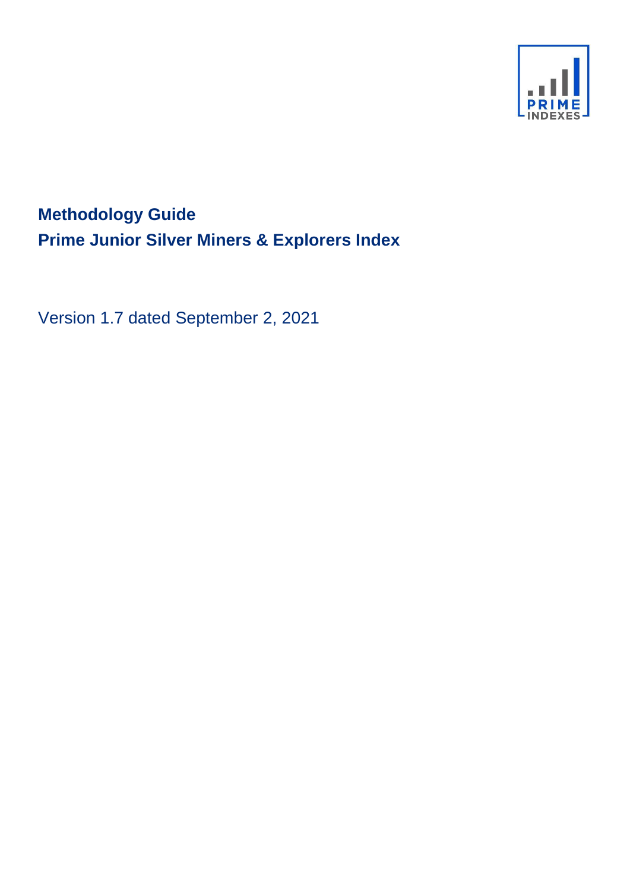# Methodology Guide
# Prime Junior Silver Miners & Explorers Index

Version 1.7 dated September 2, 2021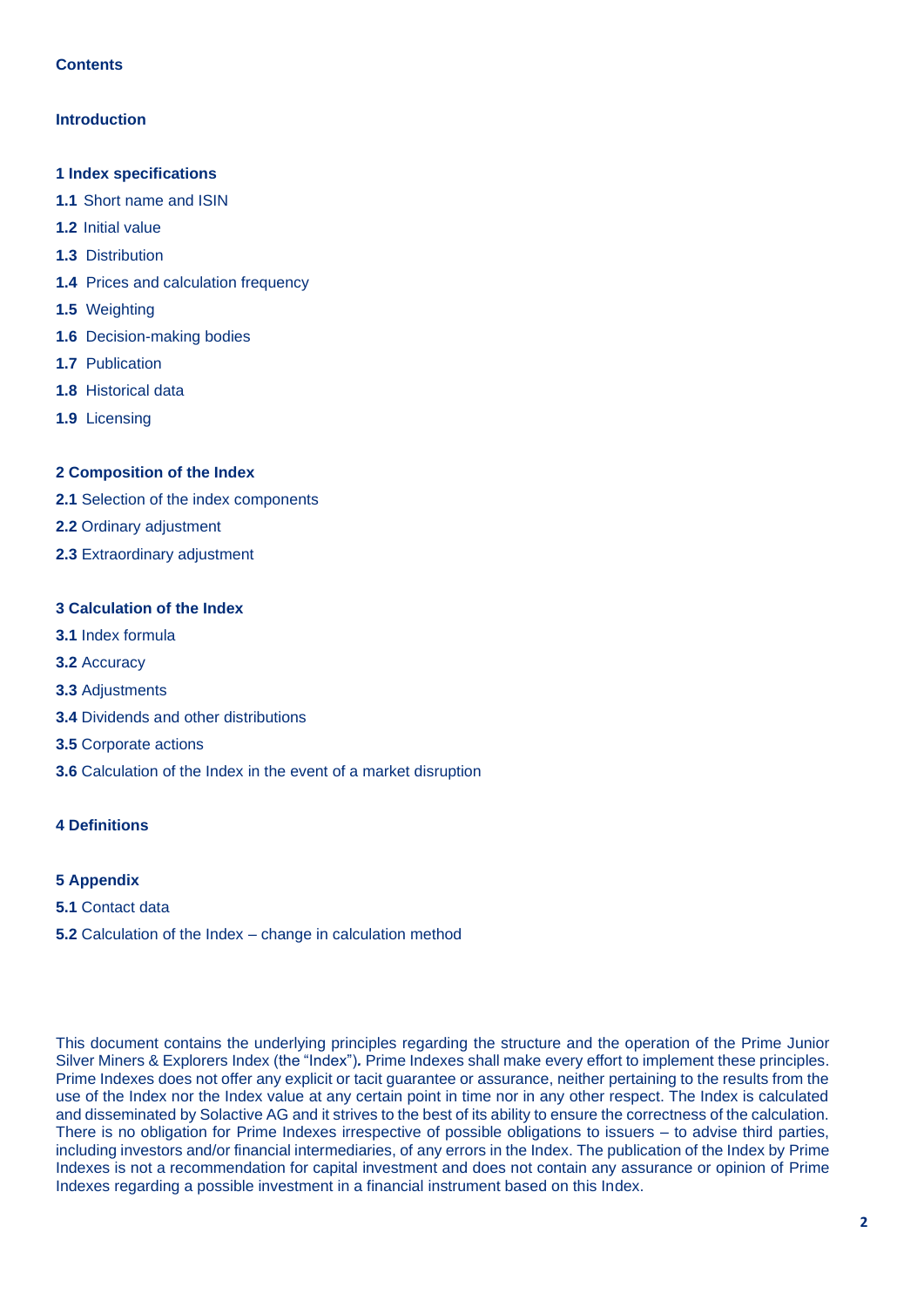**Contents**

**Introduction**

**1 Index specifications**

**1.1** Short name and ISIN

**1.2** Initial value

**1.3** Distribution

**1.4** Prices and calculation frequency

**1.5** Weighting

**1.6** Decision-making bodies

**1.7** Publication

**1.8** Historical data

**1.9** Licensing

**2 Composition of the Index**

**2.1** Selection of the index components

**2.2** Ordinary adjustment

**2.3** Extraordinary adjustment

**3 Calculation of the Index**

**3.1** Index formula

**3.2** Accuracy

**3.3** Adjustments

**3.4** Dividends and other distributions

**3.5** Corporate actions

**3.6** Calculation of the Index in the event of a market disruption

**4 Definitions**

**5 Appendix**

**5.1** Contact data

**5.2** Calculation of the Index – change in calculation method

This document contains the underlying principles regarding the structure and the operation of the Prime Junior Silver Miners & Explorers Index (the "Index")**.** Prime Indexes shall make every effort to implement these principles. Prime Indexes does not offer any explicit or tacit guarantee or assurance, neither pertaining to the results from the use of the Index nor the Index value at any certain point in time nor in any other respect. The Index is calculated and disseminated by Solactive AG and it strives to the best of its ability to ensure the correctness of the calculation. There is no obligation for Prime Indexes irrespective of possible obligations to issuers – to advise third parties, including investors and/or financial intermediaries, of any errors in the Index. The publication of the Index by Prime Indexes is not a recommendation for capital investment and does not contain any assurance or opinion of Prime Indexes regarding a possible investment in a financial instrument based on this Index.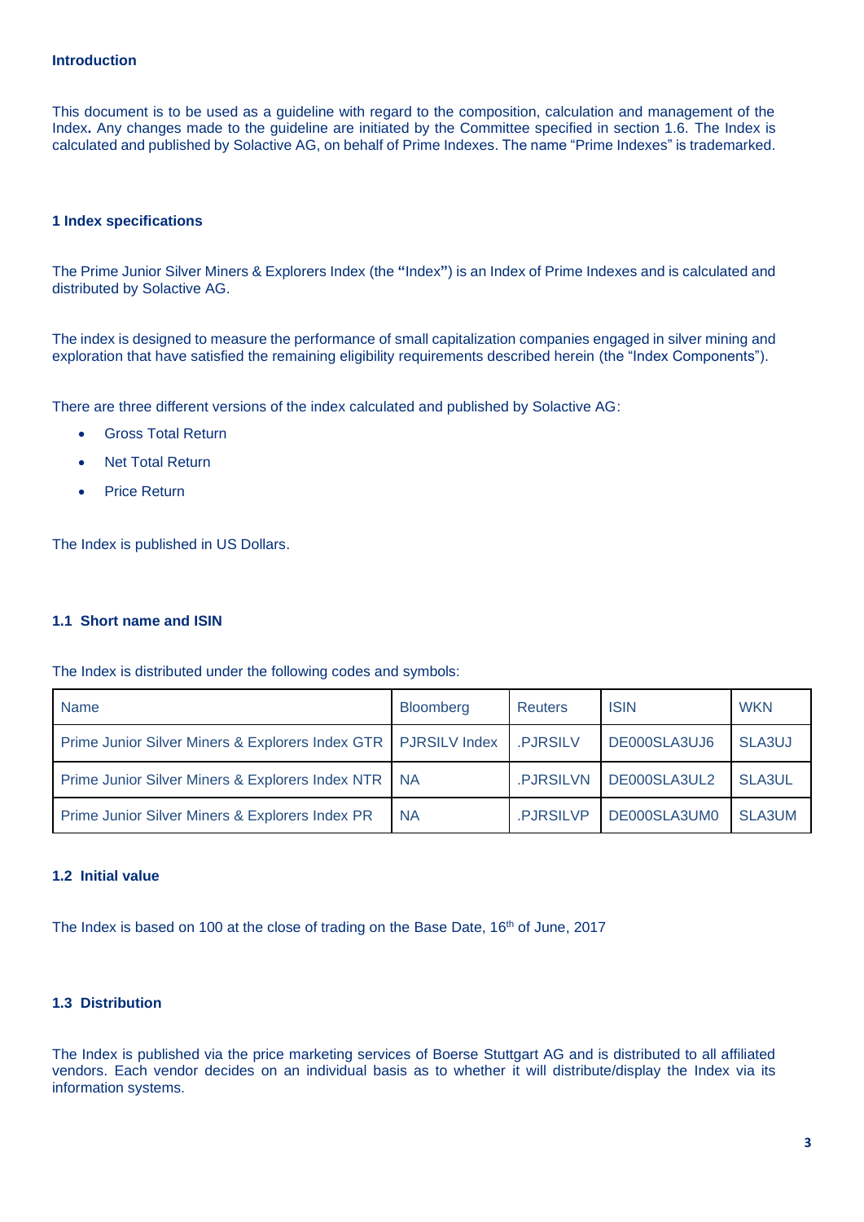## Introduction

This document is to be used as a guideline with regard to the composition, calculation and management of the Index**.** Any changes made to the guideline are initiated by the Committee specified in section 1.6. The Index is calculated and published by Solactive AG, on behalf of Prime Indexes. The name "Prime Indexes" is trademarked.

## 1 Index specifications

The Prime Junior Silver Miners & Explorers Index (the **"**Index**"**) is an Index of Prime Indexes and is calculated and distributed by Solactive AG.

The index is designed to measure the performance of small capitalization companies engaged in silver mining and exploration that have satisfied the remaining eligibility requirements described herein (the "Index Components").

There are three different versions of the index calculated and published by Solactive AG:

- Gross Total Return
- Net Total Return
- Price Return

The Index is published in US Dollars.

### 1.1 Short name and ISIN

The Index is distributed under the following codes and symbols:

| Name | Bloomberg | Reuters | ISIN | WKN |
|---|---|---|---|---|
| Prime Junior Silver Miners & Explorers Index GTR | PJRSILV Index | .PJRSILV | DE000SLA3UJ6 | SLA3UJ |
| Prime Junior Silver Miners & Explorers Index NTR | NA | .PJRSILVN | DE000SLA3UL2 | SLA3UL |
| Prime Junior Silver Miners & Explorers Index PR | NA | .PJRSILVP | DE000SLA3UM0 | SLA3UM |

### 1.2 Initial value

The Index is based on 100 at the close of trading on the Base Date, 16th of June, 2017

### 1.3 Distribution

The Index is published via the price marketing services of Boerse Stuttgart AG and is distributed to all affiliated vendors. Each vendor decides on an individual basis as to whether it will distribute/display the Index via its information systems.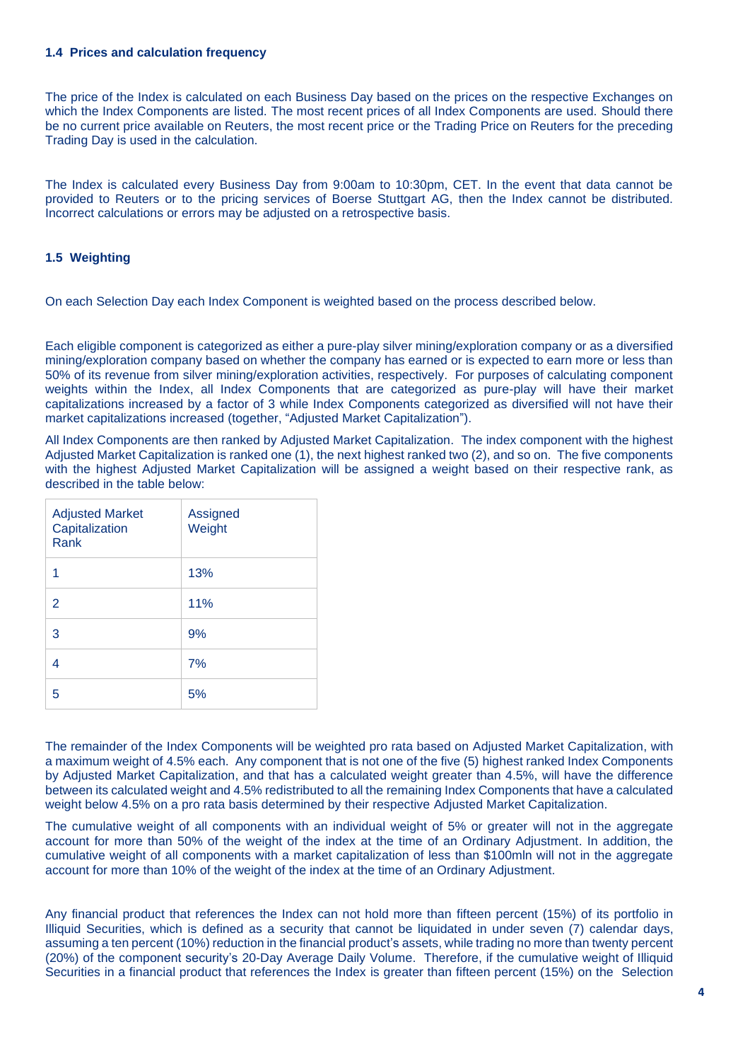### 1.4 Prices and calculation frequency

The price of the Index is calculated on each Business Day based on the prices on the respective Exchanges on which the Index Components are listed. The most recent prices of all Index Components are used. Should there be no current price available on Reuters, the most recent price or the Trading Price on Reuters for the preceding Trading Day is used in the calculation.

The Index is calculated every Business Day from 9:00am to 10:30pm, CET. In the event that data cannot be provided to Reuters or to the pricing services of Boerse Stuttgart AG, then the Index cannot be distributed. Incorrect calculations or errors may be adjusted on a retrospective basis.

### 1.5 Weighting

On each Selection Day each Index Component is weighted based on the process described below.

Each eligible component is categorized as either a pure-play silver mining/exploration company or as a diversified mining/exploration company based on whether the company has earned or is expected to earn more or less than 50% of its revenue from silver mining/exploration activities, respectively. For purposes of calculating component weights within the Index, all Index Components that are categorized as pure-play will have their market capitalizations increased by a factor of 3 while Index Components categorized as diversified will not have their market capitalizations increased (together, "Adjusted Market Capitalization").

All Index Components are then ranked by Adjusted Market Capitalization. The index component with the highest Adjusted Market Capitalization is ranked one (1), the next highest ranked two (2), and so on. The five components with the highest Adjusted Market Capitalization will be assigned a weight based on their respective rank, as described in the table below:

| Adjusted Market Capitalization Rank | Assigned Weight |
|---|---|
| 1 | 13% |
| 2 | 11% |
| 3 | 9% |
| 4 | 7% |
| 5 | 5% |

The remainder of the Index Components will be weighted pro rata based on Adjusted Market Capitalization, with a maximum weight of 4.5% each. Any component that is not one of the five (5) highest ranked Index Components by Adjusted Market Capitalization, and that has a calculated weight greater than 4.5%, will have the difference between its calculated weight and 4.5% redistributed to all the remaining Index Components that have a calculated weight below 4.5% on a pro rata basis determined by their respective Adjusted Market Capitalization.

The cumulative weight of all components with an individual weight of 5% or greater will not in the aggregate account for more than 50% of the weight of the index at the time of an Ordinary Adjustment. In addition, the cumulative weight of all components with a market capitalization of less than $100mln will not in the aggregate account for more than 10% of the weight of the index at the time of an Ordinary Adjustment.

Any financial product that references the Index can not hold more than fifteen percent (15%) of its portfolio in Illiquid Securities, which is defined as a security that cannot be liquidated in under seven (7) calendar days, assuming a ten percent (10%) reduction in the financial product's assets, while trading no more than twenty percent (20%) of the component security's 20-Day Average Daily Volume. Therefore, if the cumulative weight of Illiquid Securities in a financial product that references the Index is greater than fifteen percent (15%) on the Selection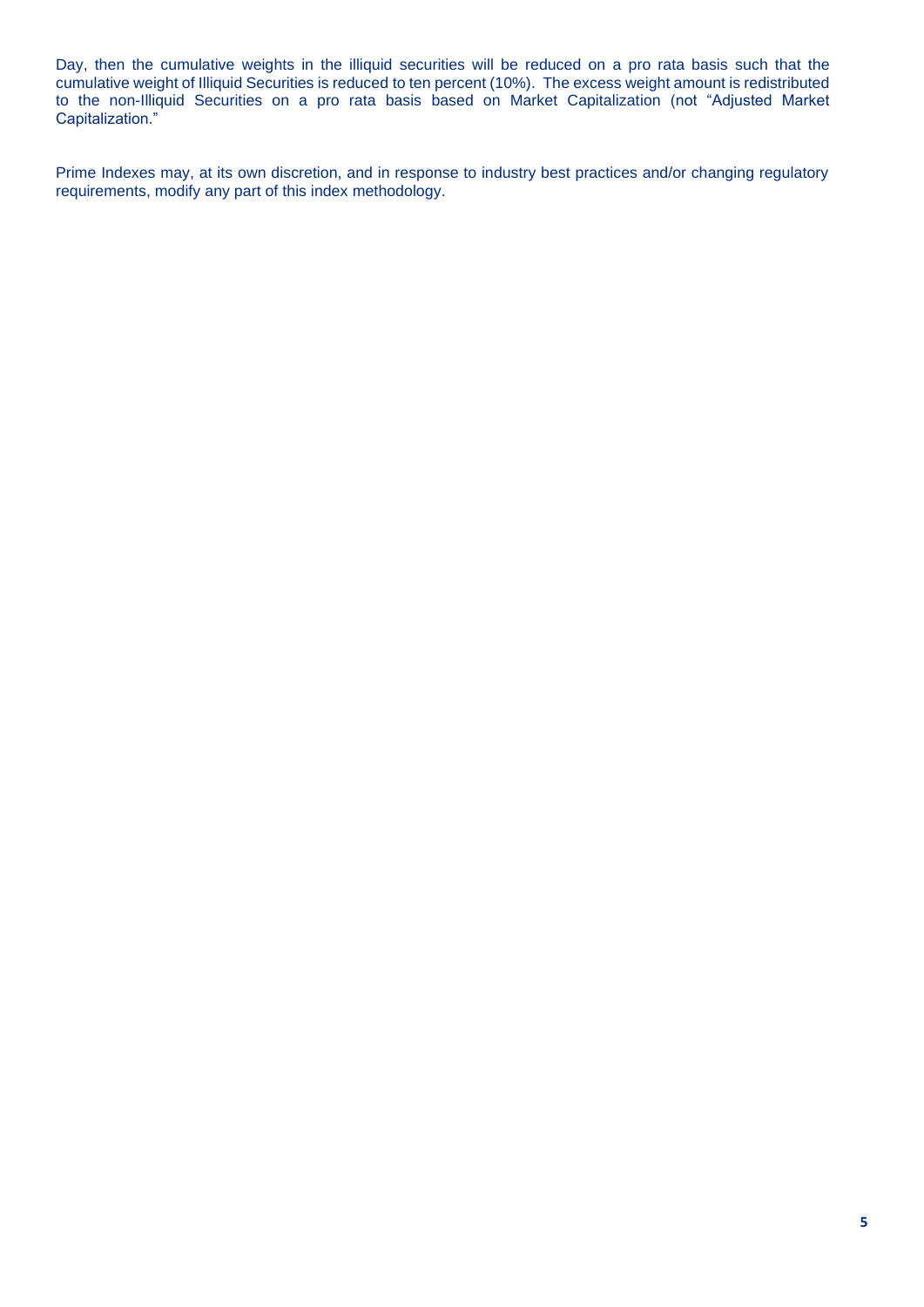Day, then the cumulative weights in the illiquid securities will be reduced on a pro rata basis such that the cumulative weight of Illiquid Securities is reduced to ten percent (10%). The excess weight amount is redistributed to the non-Illiquid Securities on a pro rata basis based on Market Capitalization (not "Adjusted Market Capitalization."

Prime Indexes may, at its own discretion, and in response to industry best practices and/or changing regulatory requirements, modify any part of this index methodology.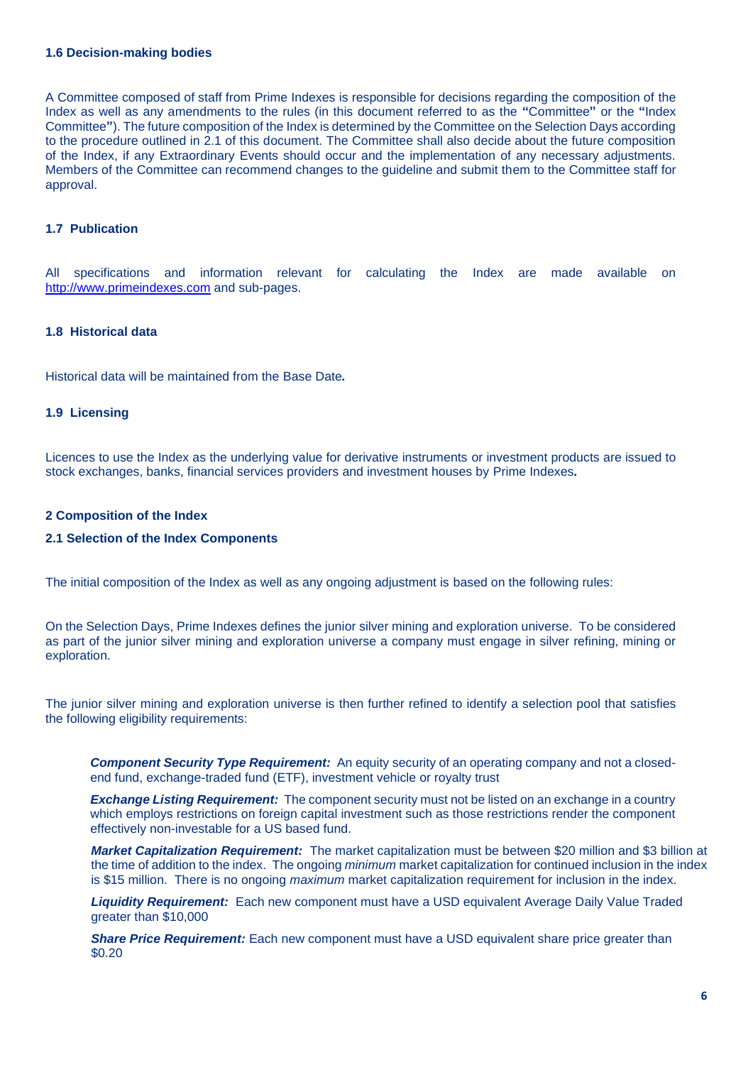### 1.6 Decision-making bodies

A Committee composed of staff from Prime Indexes is responsible for decisions regarding the composition of the Index as well as any amendments to the rules (in this document referred to as the **"**Committee**"** or the **"**Index Committee**"**). The future composition of the Index is determined by the Committee on the Selection Days according to the procedure outlined in 2.1 of this document. The Committee shall also decide about the future composition of the Index, if any Extraordinary Events should occur and the implementation of any necessary adjustments. Members of the Committee can recommend changes to the guideline and submit them to the Committee staff for approval.

### 1.7 Publication

All specifications and information relevant for calculating the Index are made available on http://www.primeindexes.com and sub-pages.

### 1.8 Historical data

Historical data will be maintained from the Base Date*.*

### 1.9 Licensing

Licences to use the Index as the underlying value for derivative instruments or investment products are issued to stock exchanges, banks, financial services providers and investment houses by Prime Indexes*.*

## 2 Composition of the Index

### 2.1 Selection of the Index Components

The initial composition of the Index as well as any ongoing adjustment is based on the following rules:

On the Selection Days, Prime Indexes defines the junior silver mining and exploration universe. To be considered as part of the junior silver mining and exploration universe a company must engage in silver refining, mining or exploration.

The junior silver mining and exploration universe is then further refined to identify a selection pool that satisfies the following eligibility requirements:

***Component Security Type Requirement:*** An equity security of an operating company and not a closed-end fund, exchange-traded fund (ETF), investment vehicle or royalty trust

***Exchange Listing Requirement:*** The component security must not be listed on an exchange in a country which employs restrictions on foreign capital investment such as those restrictions render the component effectively non-investable for a US based fund.

***Market Capitalization Requirement:*** The market capitalization must be between $20 million and $3 billion at the time of addition to the index. The ongoing *minimum* market capitalization for continued inclusion in the index is $15 million. There is no ongoing *maximum* market capitalization requirement for inclusion in the index.

***Liquidity Requirement:*** Each new component must have a USD equivalent Average Daily Value Traded greater than $10,000

***Share Price Requirement:*** Each new component must have a USD equivalent share price greater than $0.20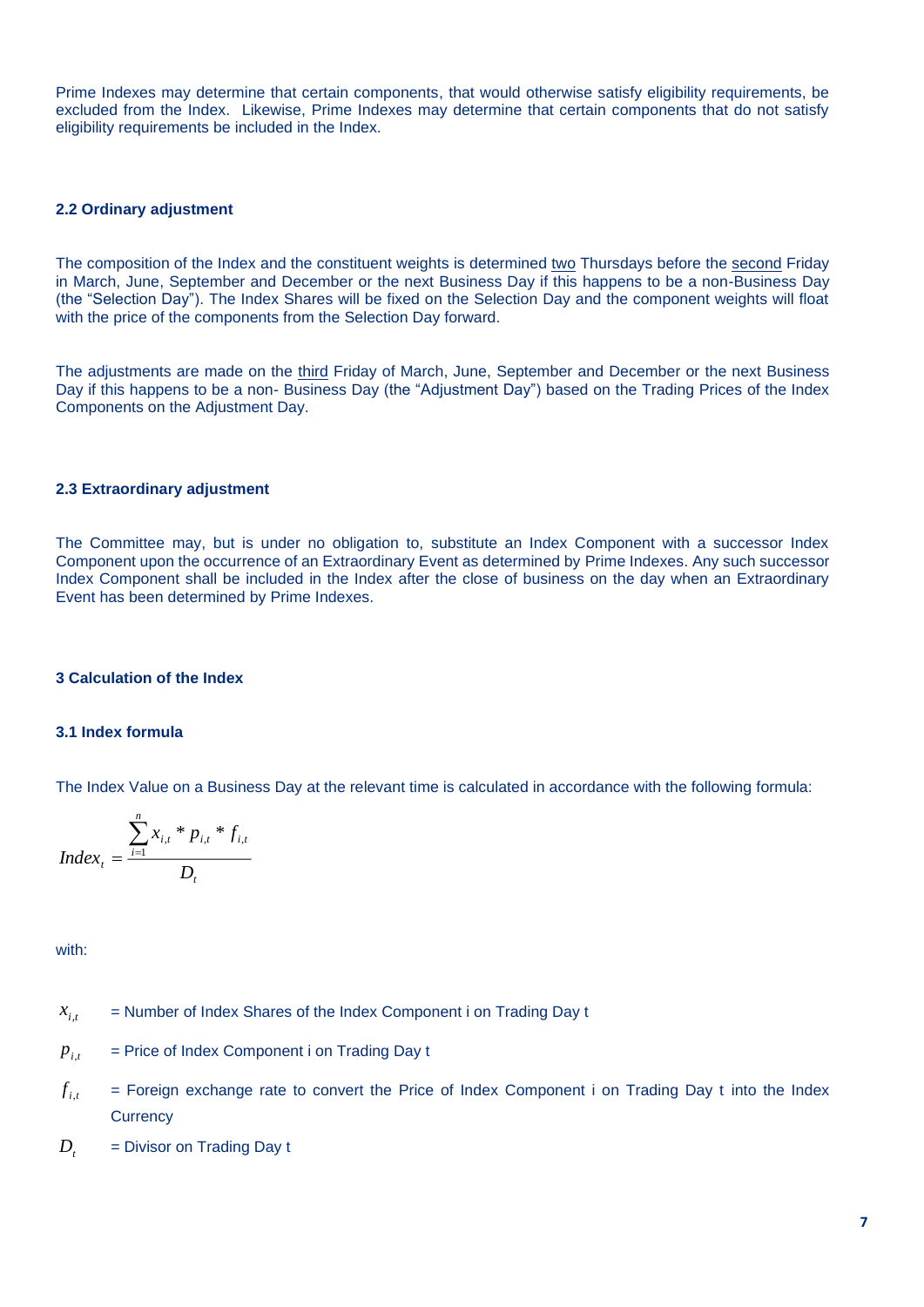Prime Indexes may determine that certain components, that would otherwise satisfy eligibility requirements, be excluded from the Index. Likewise, Prime Indexes may determine that certain components that do not satisfy eligibility requirements be included in the Index.

### 2.2 Ordinary adjustment

The composition of the Index and the constituent weights is determined two Thursdays before the second Friday in March, June, September and December or the next Business Day if this happens to be a non-Business Day (the "Selection Day"). The Index Shares will be fixed on the Selection Day and the component weights will float with the price of the components from the Selection Day forward.

The adjustments are made on the third Friday of March, June, September and December or the next Business Day if this happens to be a non- Business Day (the "Adjustment Day") based on the Trading Prices of the Index Components on the Adjustment Day.

### 2.3 Extraordinary adjustment

The Committee may, but is under no obligation to, substitute an Index Component with a successor Index Component upon the occurrence of an Extraordinary Event as determined by Prime Indexes. Any such successor Index Component shall be included in the Index after the close of business on the day when an Extraordinary Event has been determined by Prime Indexes.

## 3 Calculation of the Index

### 3.1 Index formula

The Index Value on a Business Day at the relevant time is calculated in accordance with the following formula:

$$Index_t = \frac{\sum_{i=1}^{n} x_{i,t} * p_{i,t} * f_{i,t}}{D_t}$$

with:

$x_{i,t}$ = Number of Index Shares of the Index Component i on Trading Day t

$p_{i,t}$ = Price of Index Component i on Trading Day t

$f_{i,t}$ = Foreign exchange rate to convert the Price of Index Component i on Trading Day t into the Index Currency

$D_t$ = Divisor on Trading Day t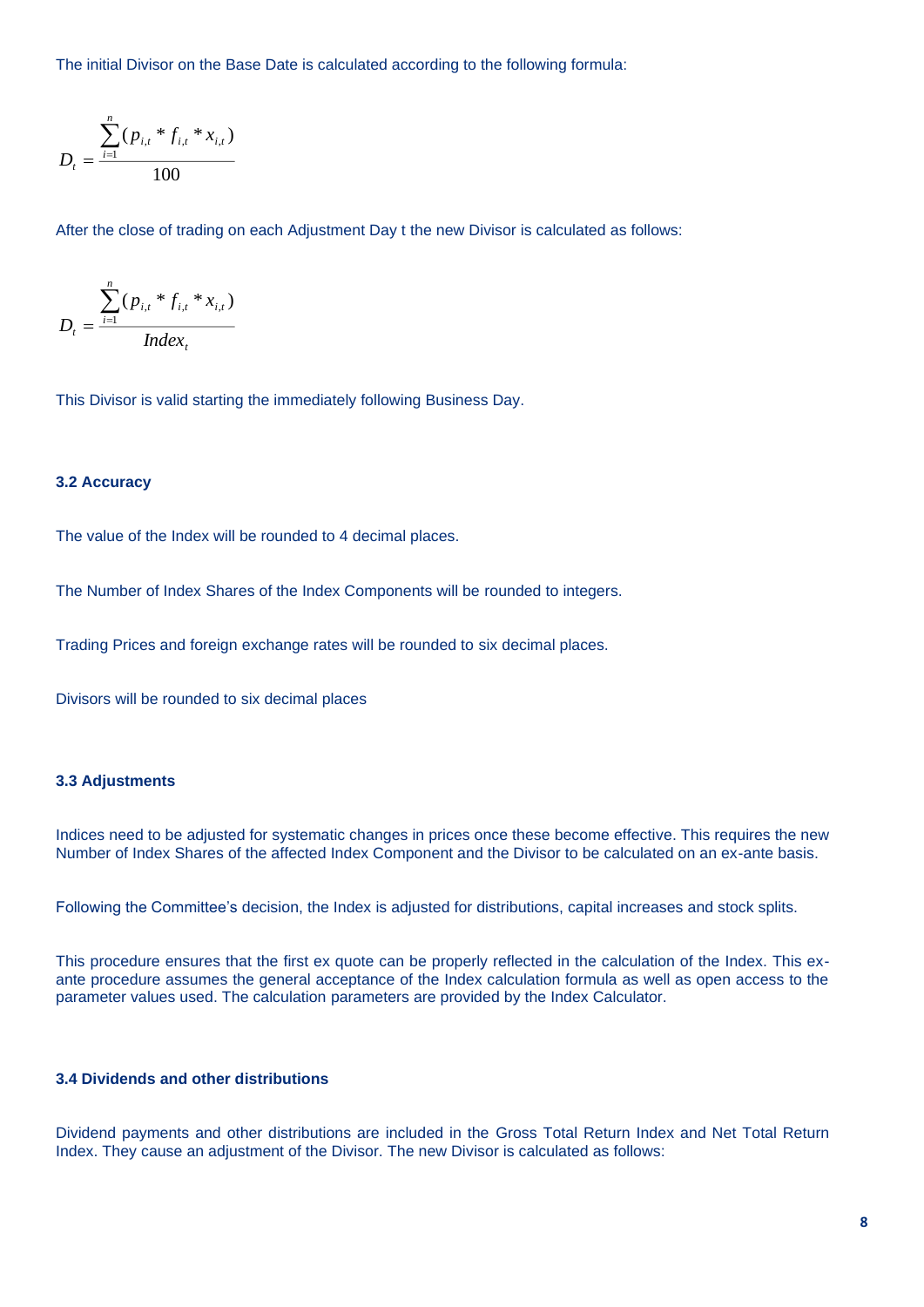The initial Divisor on the Base Date is calculated according to the following formula:

$$D_t = \frac{\sum_{i=1}^{n}(p_{i,t} * f_{i,t} * x_{i,t})}{100}$$

After the close of trading on each Adjustment Day t the new Divisor is calculated as follows:

$$D_t = \frac{\sum_{i=1}^{n}(p_{i,t} * f_{i,t} * x_{i,t})}{Index_t}$$

This Divisor is valid starting the immediately following Business Day.

### 3.2 Accuracy

The value of the Index will be rounded to 4 decimal places.

The Number of Index Shares of the Index Components will be rounded to integers.

Trading Prices and foreign exchange rates will be rounded to six decimal places.

Divisors will be rounded to six decimal places

### 3.3 Adjustments

Indices need to be adjusted for systematic changes in prices once these become effective. This requires the new Number of Index Shares of the affected Index Component and the Divisor to be calculated on an ex-ante basis.

Following the Committee's decision, the Index is adjusted for distributions, capital increases and stock splits.

This procedure ensures that the first ex quote can be properly reflected in the calculation of the Index. This ex-ante procedure assumes the general acceptance of the Index calculation formula as well as open access to the parameter values used. The calculation parameters are provided by the Index Calculator.

### 3.4 Dividends and other distributions

Dividend payments and other distributions are included in the Gross Total Return Index and Net Total Return Index. They cause an adjustment of the Divisor. The new Divisor is calculated as follows: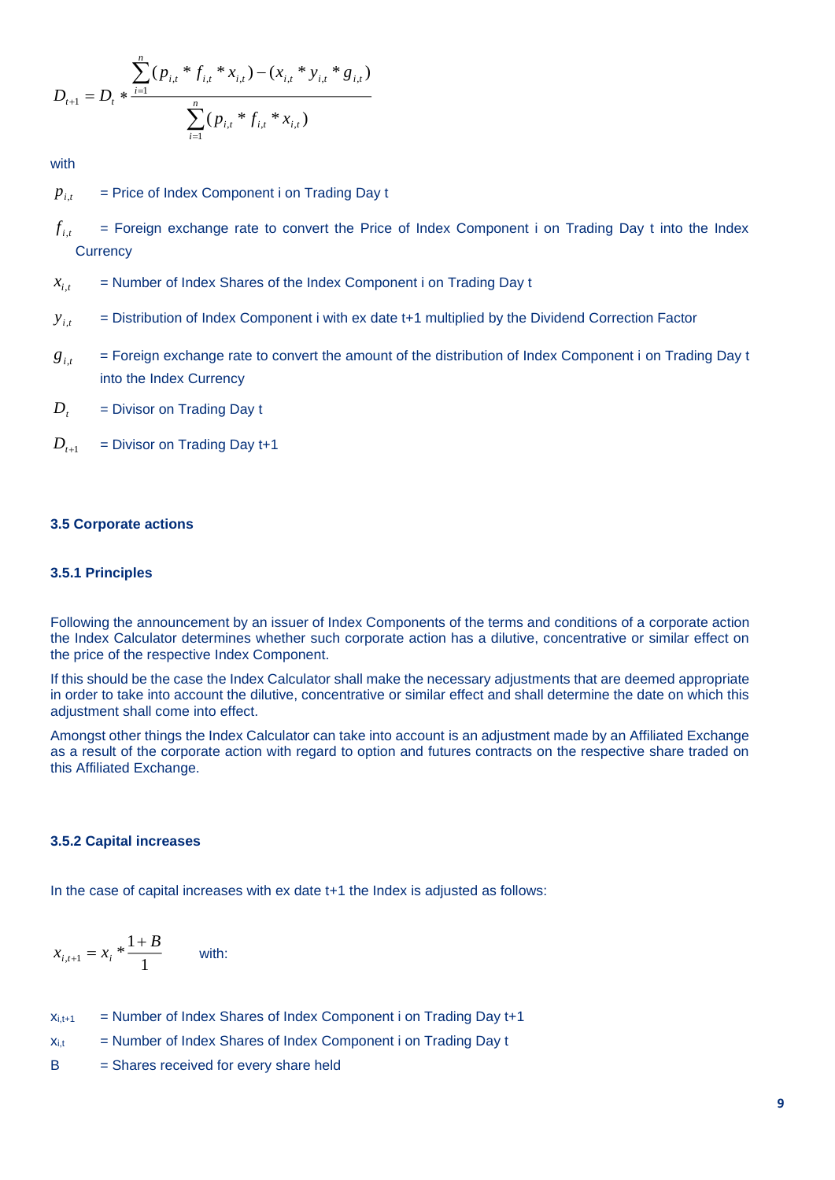$$D_{t+1} = D_t * \frac{\sum_{i=1}^{n} (p_{i,t} * f_{i,t} * x_{i,t}) - (x_{i,t} * y_{i,t} * g_{i,t})}{\sum_{i=1}^{n} (p_{i,t} * f_{i,t} * x_{i,t})}$$

with

$p_{i,t}$ = Price of Index Component i on Trading Day t

$f_{i,t}$ = Foreign exchange rate to convert the Price of Index Component i on Trading Day t into the Index Currency

$x_{i,t}$ = Number of Index Shares of the Index Component i on Trading Day t

$y_{i,t}$ = Distribution of Index Component i with ex date t+1 multiplied by the Dividend Correction Factor

$g_{i,t}$ = Foreign exchange rate to convert the amount of the distribution of Index Component i on Trading Day t into the Index Currency

$D_t$ = Divisor on Trading Day t

$D_{t+1}$ = Divisor on Trading Day t+1

### 3.5 Corporate actions

#### 3.5.1 Principles

Following the announcement by an issuer of Index Components of the terms and conditions of a corporate action the Index Calculator determines whether such corporate action has a dilutive, concentrative or similar effect on the price of the respective Index Component.

If this should be the case the Index Calculator shall make the necessary adjustments that are deemed appropriate in order to take into account the dilutive, concentrative or similar effect and shall determine the date on which this adjustment shall come into effect.

Amongst other things the Index Calculator can take into account is an adjustment made by an Affiliated Exchange as a result of the corporate action with regard to option and futures contracts on the respective share traded on this Affiliated Exchange.

#### 3.5.2 Capital increases

In the case of capital increases with ex date t+1 the Index is adjusted as follows:

$$x_{i,t+1} = x_i * \frac{1+B}{1}$$ with:

$x_{i,t+1}$ = Number of Index Shares of Index Component i on Trading Day t+1

$x_{i,t}$ = Number of Index Shares of Index Component i on Trading Day t

B = Shares received for every share held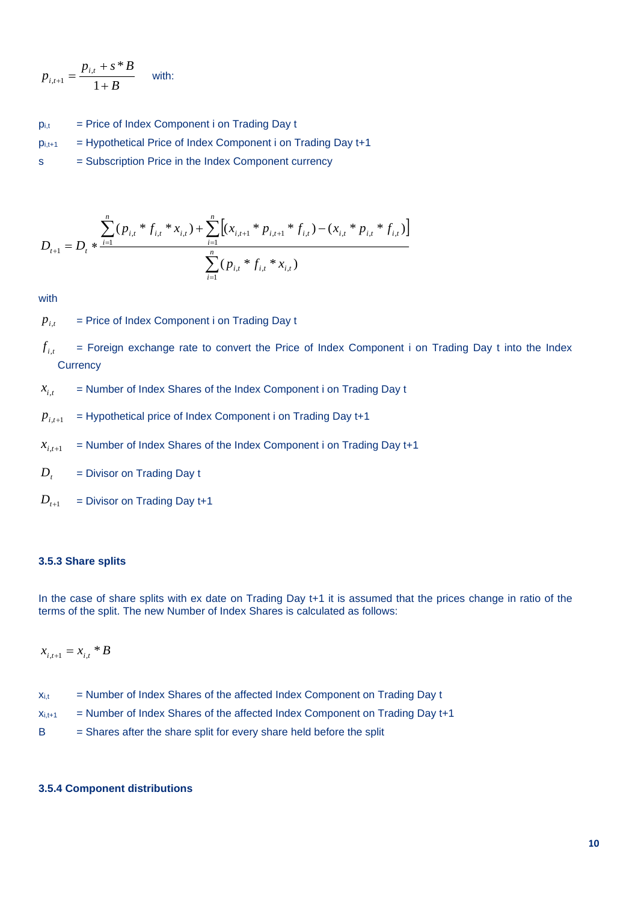$$p_{i,t+1} = \frac{p_{i,t} + s * B}{1 + B} \quad \text{with:}$$

$p_{i,t}$ = Price of Index Component i on Trading Day t

$p_{i,t+1}$ = Hypothetical Price of Index Component i on Trading Day t+1

s = Subscription Price in the Index Component currency

$$D_{t+1} = D_t * \frac{\sum_{i=1}^{n}(p_{i,t} * f_{i,t} * x_{i,t}) + \sum_{i=1}^{n}\left[(x_{i,t+1} * p_{i,t+1} * f_{i,t}) - (x_{i,t} * p_{i,t} * f_{i,t})\right]}{\sum_{i=1}^{n}(p_{i,t} * f_{i,t} * x_{i,t})}$$

with

$p_{i,t}$ = Price of Index Component i on Trading Day t

$f_{i,t}$ = Foreign exchange rate to convert the Price of Index Component i on Trading Day t into the Index Currency

$x_{i,t}$ = Number of Index Shares of the Index Component i on Trading Day t

$p_{i,t+1}$ = Hypothetical price of Index Component i on Trading Day t+1

$x_{i,t+1}$ = Number of Index Shares of the Index Component i on Trading Day t+1

$D_t$ = Divisor on Trading Day t

$D_{t+1}$ = Divisor on Trading Day t+1

### 3.5.3 Share splits

In the case of share splits with ex date on Trading Day t+1 it is assumed that the prices change in ratio of the terms of the split. The new Number of Index Shares is calculated as follows:

$$x_{i,t+1} = x_{i,t} * B$$

$x_{i,t}$ = Number of Index Shares of the affected Index Component on Trading Day t

$x_{i,t+1}$ = Number of Index Shares of the affected Index Component on Trading Day t+1

B = Shares after the share split for every share held before the split

### 3.5.4 Component distributions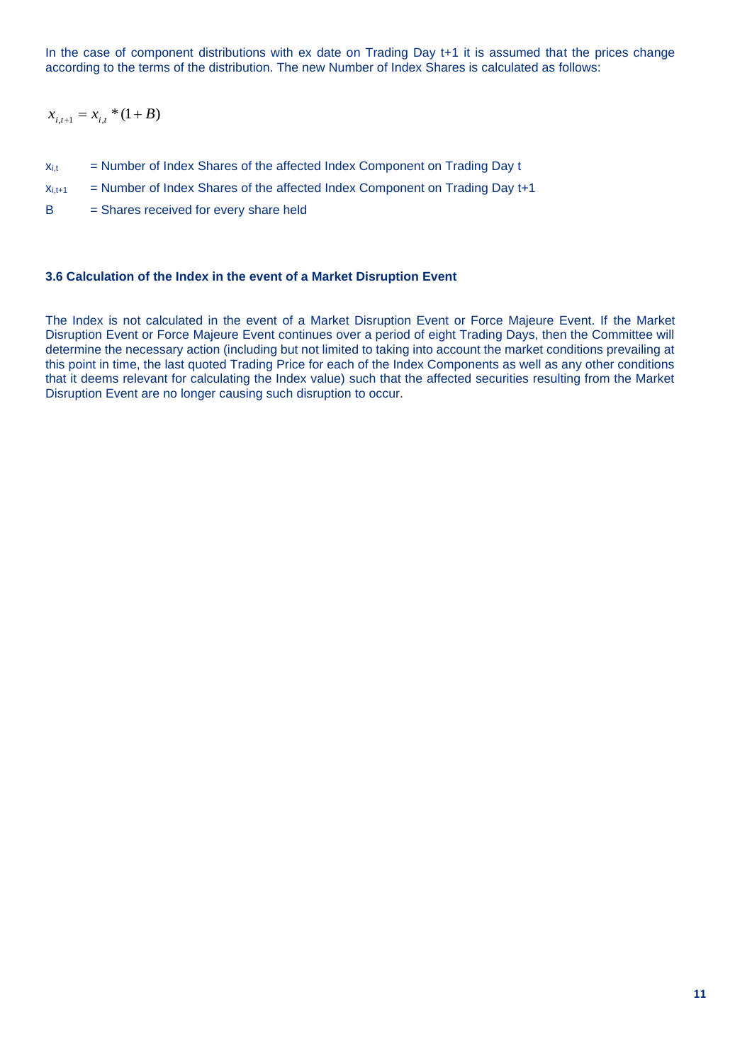In the case of component distributions with ex date on Trading Day t+1 it is assumed that the prices change according to the terms of the distribution. The new Number of Index Shares is calculated as follows:

$$x_{i,t+1} = x_{i,t} * (1 + B)$$

$x_{i,t}$ = Number of Index Shares of the affected Index Component on Trading Day t

$x_{i,t+1}$ = Number of Index Shares of the affected Index Component on Trading Day t+1

B = Shares received for every share held

### 3.6 Calculation of the Index in the event of a Market Disruption Event

The Index is not calculated in the event of a Market Disruption Event or Force Majeure Event. If the Market Disruption Event or Force Majeure Event continues over a period of eight Trading Days, then the Committee will determine the necessary action (including but not limited to taking into account the market conditions prevailing at this point in time, the last quoted Trading Price for each of the Index Components as well as any other conditions that it deems relevant for calculating the Index value) such that the affected securities resulting from the Market Disruption Event are no longer causing such disruption to occur.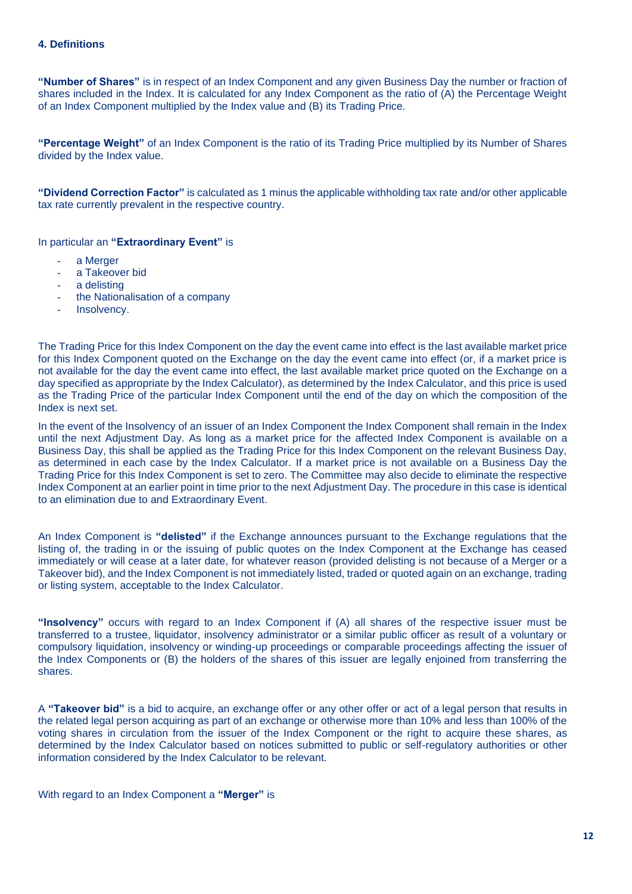### 4. Definitions

**"Number of Shares"** is in respect of an Index Component and any given Business Day the number or fraction of shares included in the Index. It is calculated for any Index Component as the ratio of (A) the Percentage Weight of an Index Component multiplied by the Index value and (B) its Trading Price.

**"Percentage Weight"** of an Index Component is the ratio of its Trading Price multiplied by its Number of Shares divided by the Index value.

**"Dividend Correction Factor"** is calculated as 1 minus the applicable withholding tax rate and/or other applicable tax rate currently prevalent in the respective country.

In particular an **"Extraordinary Event"** is

- a Merger
- a Takeover bid
- a delisting
- the Nationalisation of a company
- Insolvency.

The Trading Price for this Index Component on the day the event came into effect is the last available market price for this Index Component quoted on the Exchange on the day the event came into effect (or, if a market price is not available for the day the event came into effect, the last available market price quoted on the Exchange on a day specified as appropriate by the Index Calculator), as determined by the Index Calculator, and this price is used as the Trading Price of the particular Index Component until the end of the day on which the composition of the Index is next set.

In the event of the Insolvency of an issuer of an Index Component the Index Component shall remain in the Index until the next Adjustment Day. As long as a market price for the affected Index Component is available on a Business Day, this shall be applied as the Trading Price for this Index Component on the relevant Business Day, as determined in each case by the Index Calculator. If a market price is not available on a Business Day the Trading Price for this Index Component is set to zero. The Committee may also decide to eliminate the respective Index Component at an earlier point in time prior to the next Adjustment Day. The procedure in this case is identical to an elimination due to and Extraordinary Event.

An Index Component is **"delisted"** if the Exchange announces pursuant to the Exchange regulations that the listing of, the trading in or the issuing of public quotes on the Index Component at the Exchange has ceased immediately or will cease at a later date, for whatever reason (provided delisting is not because of a Merger or a Takeover bid), and the Index Component is not immediately listed, traded or quoted again on an exchange, trading or listing system, acceptable to the Index Calculator.

**"Insolvency"** occurs with regard to an Index Component if (A) all shares of the respective issuer must be transferred to a trustee, liquidator, insolvency administrator or a similar public officer as result of a voluntary or compulsory liquidation, insolvency or winding-up proceedings or comparable proceedings affecting the issuer of the Index Components or (B) the holders of the shares of this issuer are legally enjoined from transferring the shares.

A **"Takeover bid"** is a bid to acquire, an exchange offer or any other offer or act of a legal person that results in the related legal person acquiring as part of an exchange or otherwise more than 10% and less than 100% of the voting shares in circulation from the issuer of the Index Component or the right to acquire these shares, as determined by the Index Calculator based on notices submitted to public or self-regulatory authorities or other information considered by the Index Calculator to be relevant.

With regard to an Index Component a **"Merger"** is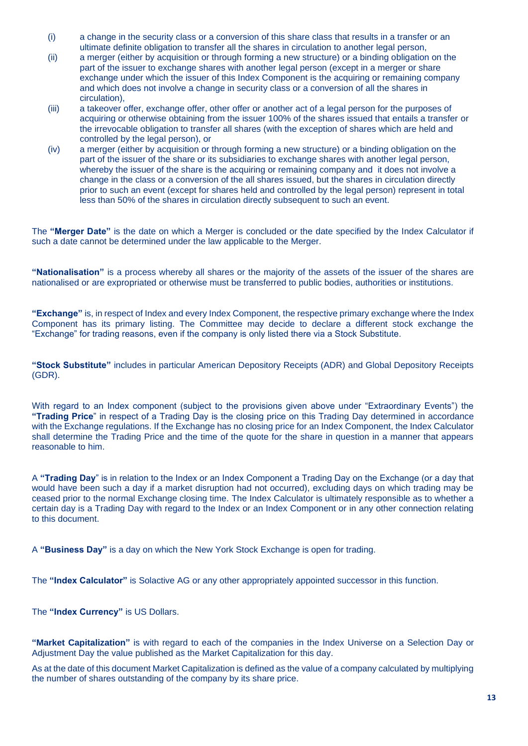(i) a change in the security class or a conversion of this share class that results in a transfer or an ultimate definite obligation to transfer all the shares in circulation to another legal person,

(ii) a merger (either by acquisition or through forming a new structure) or a binding obligation on the part of the issuer to exchange shares with another legal person (except in a merger or share exchange under which the issuer of this Index Component is the acquiring or remaining company and which does not involve a change in security class or a conversion of all the shares in circulation),

(iii) a takeover offer, exchange offer, other offer or another act of a legal person for the purposes of acquiring or otherwise obtaining from the issuer 100% of the shares issued that entails a transfer or the irrevocable obligation to transfer all shares (with the exception of shares which are held and controlled by the legal person), or

(iv) a merger (either by acquisition or through forming a new structure) or a binding obligation on the part of the issuer of the share or its subsidiaries to exchange shares with another legal person, whereby the issuer of the share is the acquiring or remaining company and it does not involve a change in the class or a conversion of the all shares issued, but the shares in circulation directly prior to such an event (except for shares held and controlled by the legal person) represent in total less than 50% of the shares in circulation directly subsequent to such an event.

The **"Merger Date"** is the date on which a Merger is concluded or the date specified by the Index Calculator if such a date cannot be determined under the law applicable to the Merger.

**"Nationalisation"** is a process whereby all shares or the majority of the assets of the issuer of the shares are nationalised or are expropriated or otherwise must be transferred to public bodies, authorities or institutions.

**"Exchange"** is, in respect of Index and every Index Component, the respective primary exchange where the Index Component has its primary listing. The Committee may decide to declare a different stock exchange the "Exchange" for trading reasons, even if the company is only listed there via a Stock Substitute.

**"Stock Substitute"** includes in particular American Depository Receipts (ADR) and Global Depository Receipts (GDR).

With regard to an Index component (subject to the provisions given above under "Extraordinary Events") the **"Trading Price"** in respect of a Trading Day is the closing price on this Trading Day determined in accordance with the Exchange regulations. If the Exchange has no closing price for an Index Component, the Index Calculator shall determine the Trading Price and the time of the quote for the share in question in a manner that appears reasonable to him.

A **"Trading Day"** is in relation to the Index or an Index Component a Trading Day on the Exchange (or a day that would have been such a day if a market disruption had not occurred), excluding days on which trading may be ceased prior to the normal Exchange closing time. The Index Calculator is ultimately responsible as to whether a certain day is a Trading Day with regard to the Index or an Index Component or in any other connection relating to this document.

A **"Business Day"** is a day on which the New York Stock Exchange is open for trading.

The **"Index Calculator"** is Solactive AG or any other appropriately appointed successor in this function.

The **"Index Currency"** is US Dollars.

**"Market Capitalization"** is with regard to each of the companies in the Index Universe on a Selection Day or Adjustment Day the value published as the Market Capitalization for this day.

As at the date of this document Market Capitalization is defined as the value of a company calculated by multiplying the number of shares outstanding of the company by its share price.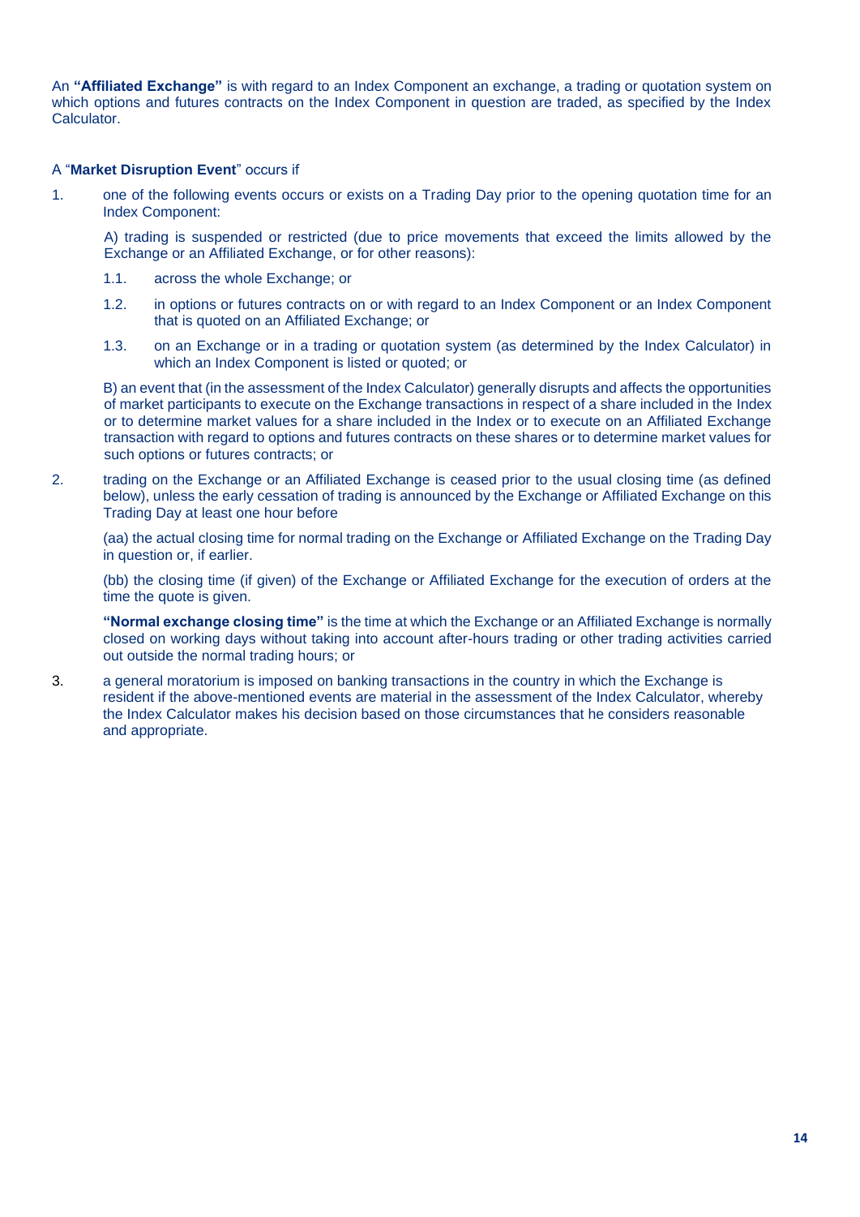An **"Affiliated Exchange"** is with regard to an Index Component an exchange, a trading or quotation system on which options and futures contracts on the Index Component in question are traded, as specified by the Index Calculator.

A "**Market Disruption Event**" occurs if

1. one of the following events occurs or exists on a Trading Day prior to the opening quotation time for an Index Component:

   A) trading is suspended or restricted (due to price movements that exceed the limits allowed by the Exchange or an Affiliated Exchange, or for other reasons):

   1.1. across the whole Exchange; or

   1.2. in options or futures contracts on or with regard to an Index Component or an Index Component that is quoted on an Affiliated Exchange; or

   1.3. on an Exchange or in a trading or quotation system (as determined by the Index Calculator) in which an Index Component is listed or quoted; or

   B) an event that (in the assessment of the Index Calculator) generally disrupts and affects the opportunities of market participants to execute on the Exchange transactions in respect of a share included in the Index or to determine market values for a share included in the Index or to execute on an Affiliated Exchange transaction with regard to options and futures contracts on these shares or to determine market values for such options or futures contracts; or

2. trading on the Exchange or an Affiliated Exchange is ceased prior to the usual closing time (as defined below), unless the early cessation of trading is announced by the Exchange or Affiliated Exchange on this Trading Day at least one hour before

   (aa) the actual closing time for normal trading on the Exchange or Affiliated Exchange on the Trading Day in question or, if earlier.

   (bb) the closing time (if given) of the Exchange or Affiliated Exchange for the execution of orders at the time the quote is given.

   **"Normal exchange closing time"** is the time at which the Exchange or an Affiliated Exchange is normally closed on working days without taking into account after-hours trading or other trading activities carried out outside the normal trading hours; or

3. a general moratorium is imposed on banking transactions in the country in which the Exchange is resident if the above-mentioned events are material in the assessment of the Index Calculator, whereby the Index Calculator makes his decision based on those circumstances that he considers reasonable and appropriate.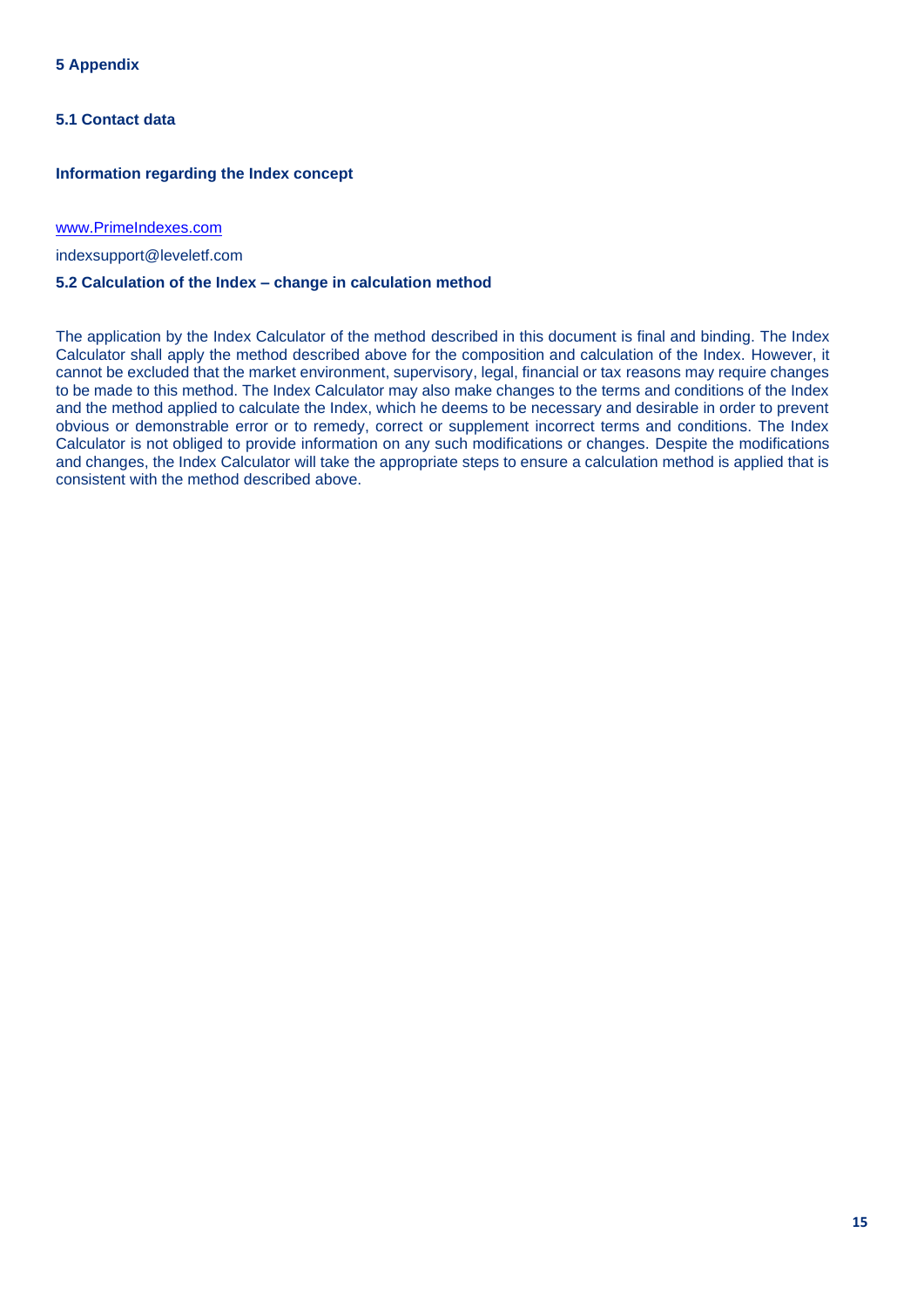# 5 Appendix

## 5.1 Contact data

### Information regarding the Index concept

[www.PrimeIndexes.com](http://www.PrimeIndexes.com)

indexsupport@leveletf.com

## 5.2 Calculation of the Index – change in calculation method

The application by the Index Calculator of the method described in this document is final and binding. The Index Calculator shall apply the method described above for the composition and calculation of the Index. However, it cannot be excluded that the market environment, supervisory, legal, financial or tax reasons may require changes to be made to this method. The Index Calculator may also make changes to the terms and conditions of the Index and the method applied to calculate the Index, which he deems to be necessary and desirable in order to prevent obvious or demonstrable error or to remedy, correct or supplement incorrect terms and conditions. The Index Calculator is not obliged to provide information on any such modifications or changes. Despite the modifications and changes, the Index Calculator will take the appropriate steps to ensure a calculation method is applied that is consistent with the method described above.